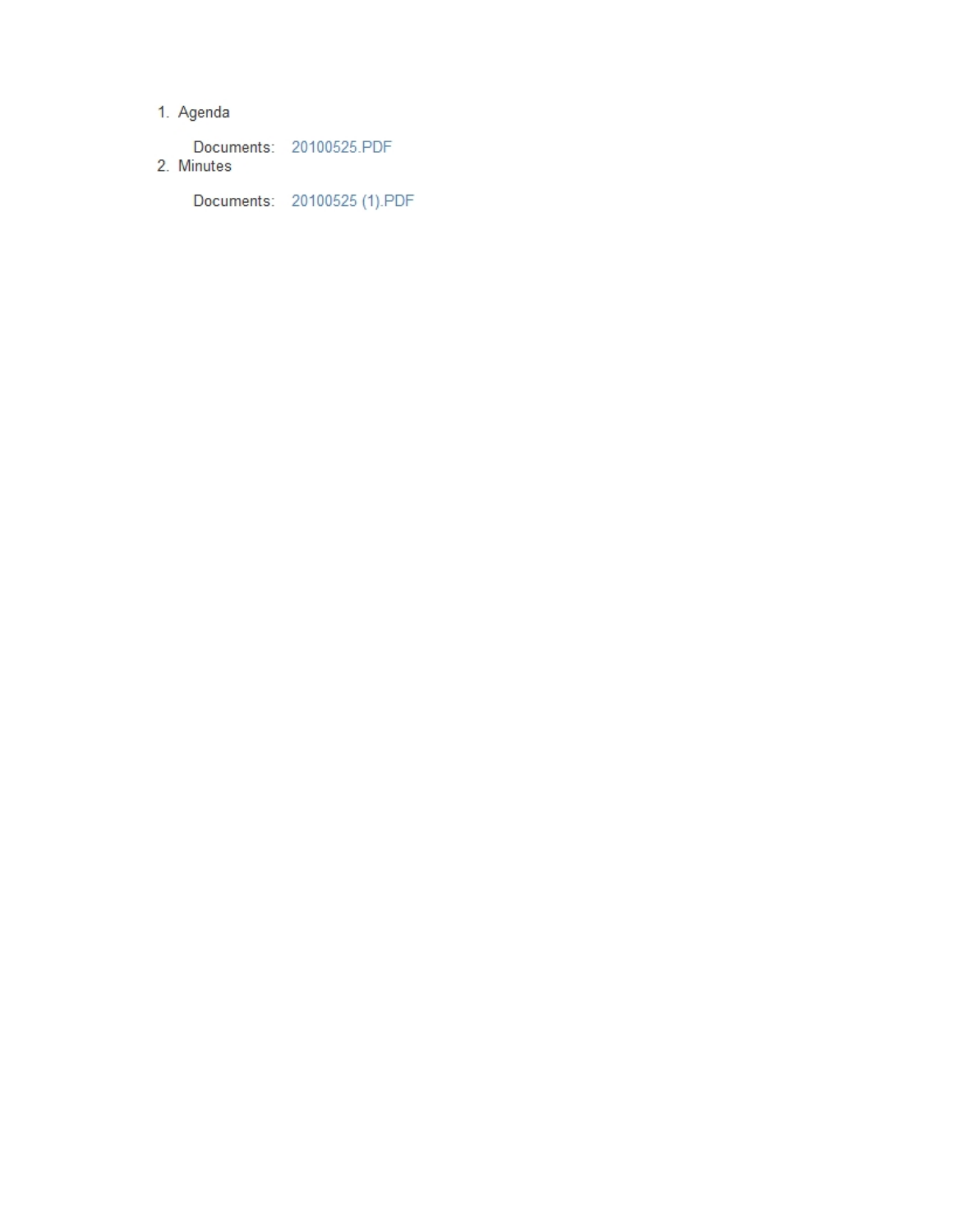1. Agenda

   Documents: 20100525.PDF

2. Minutes

   Documents: 20100525 (1).PDF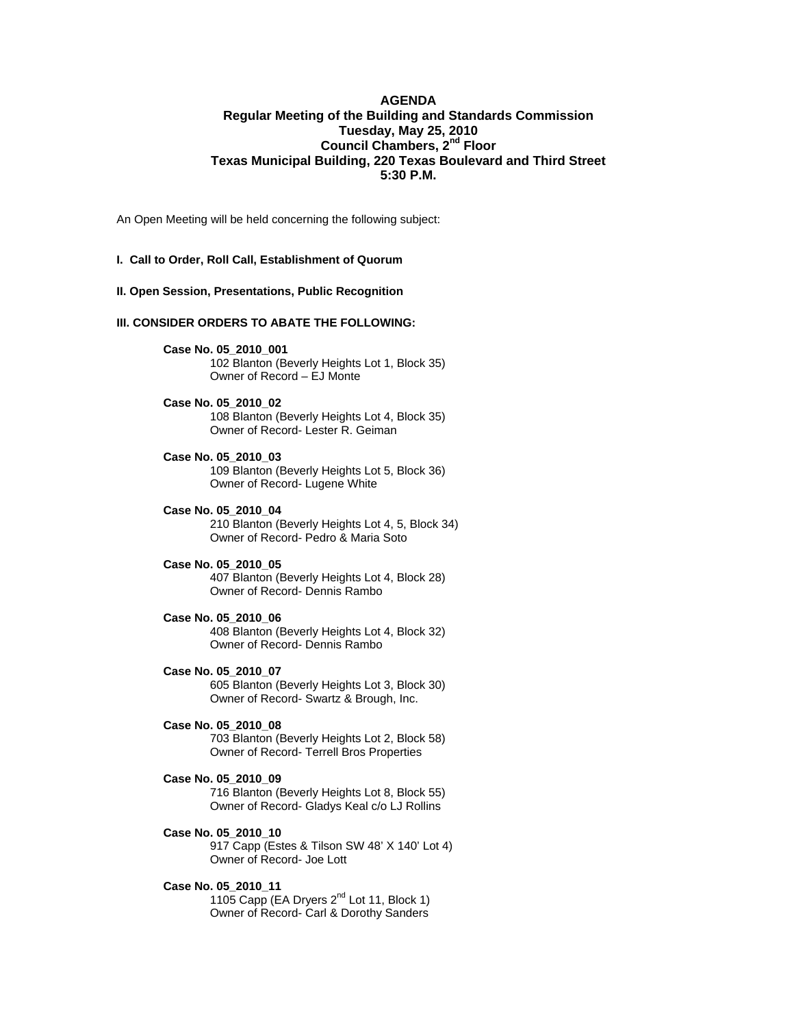**AGENDA**
**Regular Meeting of the Building and Standards Commission**
**Tuesday, May 25, 2010**
**Council Chambers, 2nd Floor**
**Texas Municipal Building, 220 Texas Boulevard and Third Street**
**5:30 P.M.**

An Open Meeting will be held concerning the following subject:

**I. Call to Order, Roll Call, Establishment of Quorum**

**II. Open Session, Presentations, Public Recognition**

**III. CONSIDER ORDERS TO ABATE THE FOLLOWING:**

**Case No. 05_2010_001**
102 Blanton (Beverly Heights Lot 1, Block 35)
Owner of Record – EJ Monte

**Case No. 05_2010_02**
108 Blanton (Beverly Heights Lot 4, Block 35)
Owner of Record- Lester R. Geiman

**Case No. 05_2010_03**
109 Blanton (Beverly Heights Lot 5, Block 36)
Owner of Record- Lugene White

**Case No. 05_2010_04**
210 Blanton (Beverly Heights Lot 4, 5, Block 34)
Owner of Record- Pedro & Maria Soto

**Case No. 05_2010_05**
407 Blanton (Beverly Heights Lot 4, Block 28)
Owner of Record- Dennis Rambo

**Case No. 05_2010_06**
408 Blanton (Beverly Heights Lot 4, Block 32)
Owner of Record- Dennis Rambo

**Case No. 05_2010_07**
605 Blanton (Beverly Heights Lot 3, Block 30)
Owner of Record- Swartz & Brough, Inc.

**Case No. 05_2010_08**
703 Blanton (Beverly Heights Lot 2, Block 58)
Owner of Record- Terrell Bros Properties

**Case No. 05_2010_09**
716 Blanton (Beverly Heights Lot 8, Block 55)
Owner of Record- Gladys Keal c/o LJ Rollins

**Case No. 05_2010_10**
917 Capp (Estes & Tilson SW 48' X 140' Lot 4)
Owner of Record- Joe Lott

**Case No. 05_2010_11**
1105 Capp (EA Dryers 2nd Lot 11, Block 1)
Owner of Record- Carl & Dorothy Sanders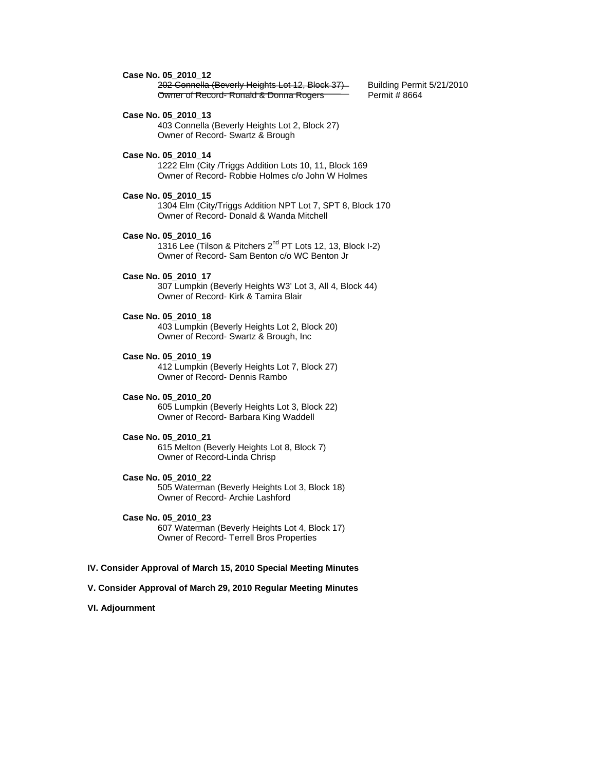**Case No. 05_2010_12**

~~202 Connella (Beverly Heights Lot 12, Block 37)~~ Building Permit 5/21/2010
~~Owner of Record- Ronald & Donna Rogers~~ Permit # 8664

**Case No. 05_2010_13**

403 Connella (Beverly Heights Lot 2, Block 27)
Owner of Record- Swartz & Brough

**Case No. 05_2010_14**

1222 Elm (City /Triggs Addition Lots 10, 11, Block 169
Owner of Record- Robbie Holmes c/o John W Holmes

**Case No. 05_2010_15**

1304 Elm (City/Triggs Addition NPT Lot 7, SPT 8, Block 170
Owner of Record- Donald & Wanda Mitchell

**Case No. 05_2010_16**

1316 Lee (Tilson & Pitchers 2nd PT Lots 12, 13, Block I-2)
Owner of Record- Sam Benton c/o WC Benton Jr

**Case No. 05_2010_17**

307 Lumpkin (Beverly Heights W3' Lot 3, All 4, Block 44)
Owner of Record- Kirk & Tamira Blair

**Case No. 05_2010_18**

403 Lumpkin (Beverly Heights Lot 2, Block 20)
Owner of Record- Swartz & Brough, Inc

**Case No. 05_2010_19**

412 Lumpkin (Beverly Heights Lot 7, Block 27)
Owner of Record- Dennis Rambo

**Case No. 05_2010_20**

605 Lumpkin (Beverly Heights Lot 3, Block 22)
Owner of Record- Barbara King Waddell

**Case No. 05_2010_21**

615 Melton (Beverly Heights Lot 8, Block 7)
Owner of Record-Linda Chrisp

**Case No. 05_2010_22**

505 Waterman (Beverly Heights Lot 3, Block 18)
Owner of Record- Archie Lashford

**Case No. 05_2010_23**

607 Waterman (Beverly Heights Lot 4, Block 17)
Owner of Record- Terrell Bros Properties

**IV. Consider Approval of March 15, 2010 Special Meeting Minutes**

**V. Consider Approval of March 29, 2010 Regular Meeting Minutes**

**VI. Adjournment**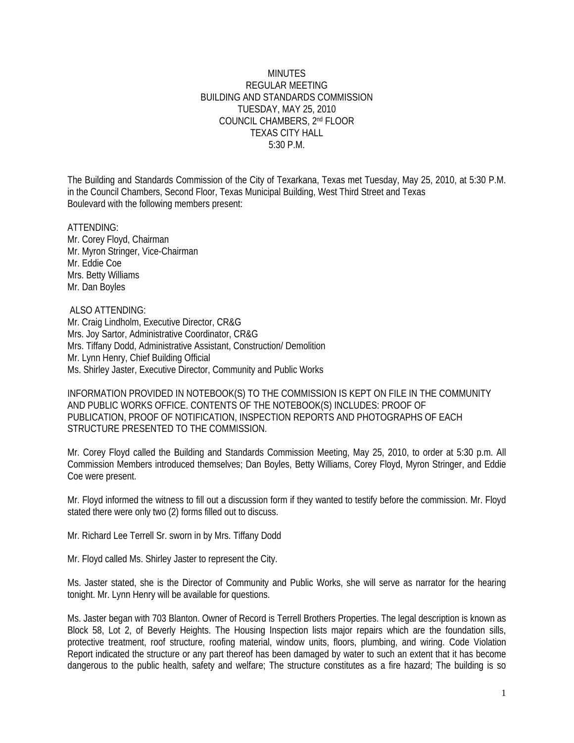MINUTES
REGULAR MEETING
BUILDING AND STANDARDS COMMISSION
TUESDAY, MAY 25, 2010
COUNCIL CHAMBERS, 2nd FLOOR
TEXAS CITY HALL
5:30 P.M.

The Building and Standards Commission of the City of Texarkana, Texas met Tuesday, May 25, 2010, at 5:30 P.M. in the Council Chambers, Second Floor, Texas Municipal Building, West Third Street and Texas Boulevard with the following members present:

ATTENDING:
Mr. Corey Floyd, Chairman
Mr. Myron Stringer, Vice-Chairman
Mr. Eddie Coe
Mrs. Betty Williams
Mr. Dan Boyles

ALSO ATTENDING:
Mr. Craig Lindholm, Executive Director, CR&G
Mrs. Joy Sartor, Administrative Coordinator, CR&G
Mrs. Tiffany Dodd, Administrative Assistant, Construction/ Demolition
Mr. Lynn Henry, Chief Building Official
Ms. Shirley Jaster, Executive Director, Community and Public Works

INFORMATION PROVIDED IN NOTEBOOK(S) TO THE COMMISSION IS KEPT ON FILE IN THE COMMUNITY AND PUBLIC WORKS OFFICE. CONTENTS OF THE NOTEBOOK(S) INCLUDES: PROOF OF PUBLICATION, PROOF OF NOTIFICATION, INSPECTION REPORTS AND PHOTOGRAPHS OF EACH STRUCTURE PRESENTED TO THE COMMISSION.

Mr. Corey Floyd called the Building and Standards Commission Meeting, May 25, 2010, to order at 5:30 p.m. All Commission Members introduced themselves; Dan Boyles, Betty Williams, Corey Floyd, Myron Stringer, and Eddie Coe were present.

Mr. Floyd informed the witness to fill out a discussion form if they wanted to testify before the commission. Mr. Floyd stated there were only two (2) forms filled out to discuss.

Mr. Richard Lee Terrell Sr. sworn in by Mrs. Tiffany Dodd

Mr. Floyd called Ms. Shirley Jaster to represent the City.

Ms. Jaster stated, she is the Director of Community and Public Works, she will serve as narrator for the hearing tonight. Mr. Lynn Henry will be available for questions.

Ms. Jaster began with 703 Blanton. Owner of Record is Terrell Brothers Properties. The legal description is known as Block 58, Lot 2, of Beverly Heights. The Housing Inspection lists major repairs which are the foundation sills, protective treatment, roof structure, roofing material, window units, floors, plumbing, and wiring. Code Violation Report indicated the structure or any part thereof has been damaged by water to such an extent that it has become dangerous to the public health, safety and welfare; The structure constitutes as a fire hazard; The building is so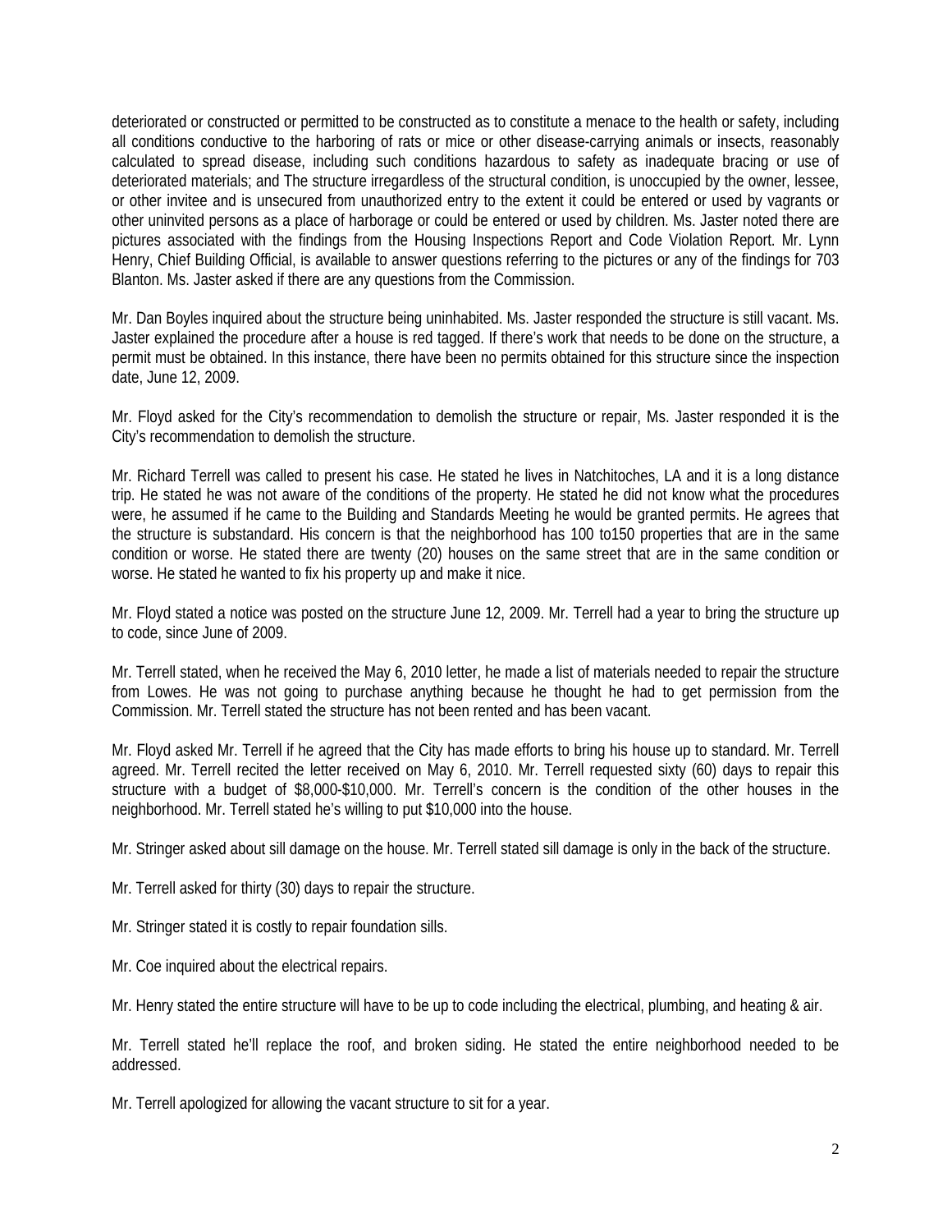deteriorated or constructed or permitted to be constructed as to constitute a menace to the health or safety, including all conditions conductive to the harboring of rats or mice or other disease-carrying animals or insects, reasonably calculated to spread disease, including such conditions hazardous to safety as inadequate bracing or use of deteriorated materials; and The structure irregardless of the structural condition, is unoccupied by the owner, lessee, or other invitee and is unsecured from unauthorized entry to the extent it could be entered or used by vagrants or other uninvited persons as a place of harborage or could be entered or used by children. Ms. Jaster noted there are pictures associated with the findings from the Housing Inspections Report and Code Violation Report. Mr. Lynn Henry, Chief Building Official, is available to answer questions referring to the pictures or any of the findings for 703 Blanton. Ms. Jaster asked if there are any questions from the Commission.

Mr. Dan Boyles inquired about the structure being uninhabited. Ms. Jaster responded the structure is still vacant. Ms. Jaster explained the procedure after a house is red tagged. If there's work that needs to be done on the structure, a permit must be obtained. In this instance, there have been no permits obtained for this structure since the inspection date, June 12, 2009.

Mr. Floyd asked for the City's recommendation to demolish the structure or repair, Ms. Jaster responded it is the City's recommendation to demolish the structure.

Mr. Richard Terrell was called to present his case. He stated he lives in Natchitoches, LA and it is a long distance trip. He stated he was not aware of the conditions of the property. He stated he did not know what the procedures were, he assumed if he came to the Building and Standards Meeting he would be granted permits. He agrees that the structure is substandard. His concern is that the neighborhood has 100 to150 properties that are in the same condition or worse. He stated there are twenty (20) houses on the same street that are in the same condition or worse. He stated he wanted to fix his property up and make it nice.

Mr. Floyd stated a notice was posted on the structure June 12, 2009. Mr. Terrell had a year to bring the structure up to code, since June of 2009.

Mr. Terrell stated, when he received the May 6, 2010 letter, he made a list of materials needed to repair the structure from Lowes. He was not going to purchase anything because he thought he had to get permission from the Commission. Mr. Terrell stated the structure has not been rented and has been vacant.

Mr. Floyd asked Mr. Terrell if he agreed that the City has made efforts to bring his house up to standard. Mr. Terrell agreed. Mr. Terrell recited the letter received on May 6, 2010. Mr. Terrell requested sixty (60) days to repair this structure with a budget of $8,000-$10,000. Mr. Terrell's concern is the condition of the other houses in the neighborhood. Mr. Terrell stated he's willing to put $10,000 into the house.

Mr. Stringer asked about sill damage on the house. Mr. Terrell stated sill damage is only in the back of the structure.

Mr. Terrell asked for thirty (30) days to repair the structure.

Mr. Stringer stated it is costly to repair foundation sills.

Mr. Coe inquired about the electrical repairs.

Mr. Henry stated the entire structure will have to be up to code including the electrical, plumbing, and heating & air.

Mr. Terrell stated he'll replace the roof, and broken siding. He stated the entire neighborhood needed to be addressed.

Mr. Terrell apologized for allowing the vacant structure to sit for a year.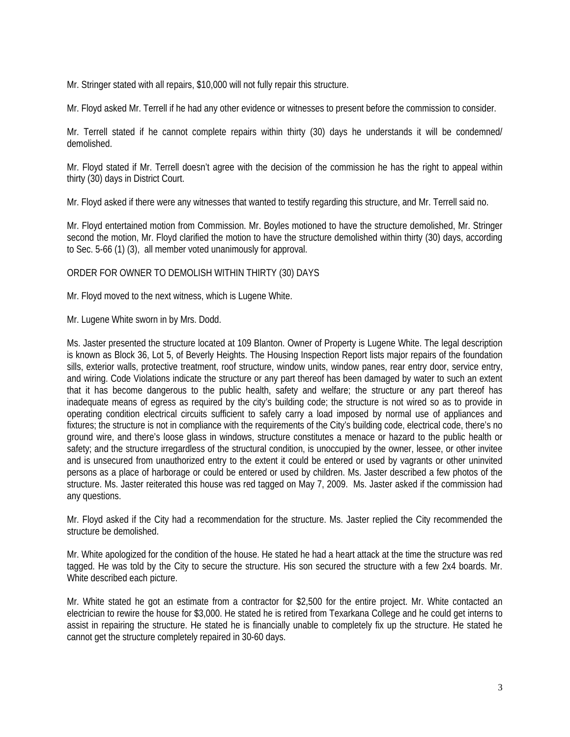Mr. Stringer stated with all repairs, $10,000 will not fully repair this structure.

Mr. Floyd asked Mr. Terrell if he had any other evidence or witnesses to present before the commission to consider.

Mr. Terrell stated if he cannot complete repairs within thirty (30) days he understands it will be condemned/ demolished.

Mr. Floyd stated if Mr. Terrell doesn't agree with the decision of the commission he has the right to appeal within thirty (30) days in District Court.

Mr. Floyd asked if there were any witnesses that wanted to testify regarding this structure, and Mr. Terrell said no.

Mr. Floyd entertained motion from Commission. Mr. Boyles motioned to have the structure demolished, Mr. Stringer second the motion, Mr. Floyd clarified the motion to have the structure demolished within thirty (30) days, according to Sec. 5-66 (1) (3), all member voted unanimously for approval.

ORDER FOR OWNER TO DEMOLISH WITHIN THIRTY (30) DAYS

Mr. Floyd moved to the next witness, which is Lugene White.

Mr. Lugene White sworn in by Mrs. Dodd.

Ms. Jaster presented the structure located at 109 Blanton. Owner of Property is Lugene White. The legal description is known as Block 36, Lot 5, of Beverly Heights. The Housing Inspection Report lists major repairs of the foundation sills, exterior walls, protective treatment, roof structure, window units, window panes, rear entry door, service entry, and wiring. Code Violations indicate the structure or any part thereof has been damaged by water to such an extent that it has become dangerous to the public health, safety and welfare; the structure or any part thereof has inadequate means of egress as required by the city's building code; the structure is not wired so as to provide in operating condition electrical circuits sufficient to safely carry a load imposed by normal use of appliances and fixtures; the structure is not in compliance with the requirements of the City's building code, electrical code, there's no ground wire, and there's loose glass in windows, structure constitutes a menace or hazard to the public health or safety; and the structure irregardless of the structural condition, is unoccupied by the owner, lessee, or other invitee and is unsecured from unauthorized entry to the extent it could be entered or used by vagrants or other uninvited persons as a place of harborage or could be entered or used by children. Ms. Jaster described a few photos of the structure. Ms. Jaster reiterated this house was red tagged on May 7, 2009. Ms. Jaster asked if the commission had any questions.

Mr. Floyd asked if the City had a recommendation for the structure. Ms. Jaster replied the City recommended the structure be demolished.

Mr. White apologized for the condition of the house. He stated he had a heart attack at the time the structure was red tagged. He was told by the City to secure the structure. His son secured the structure with a few 2x4 boards. Mr. White described each picture.

Mr. White stated he got an estimate from a contractor for $2,500 for the entire project. Mr. White contacted an electrician to rewire the house for $3,000. He stated he is retired from Texarkana College and he could get interns to assist in repairing the structure. He stated he is financially unable to completely fix up the structure. He stated he cannot get the structure completely repaired in 30-60 days.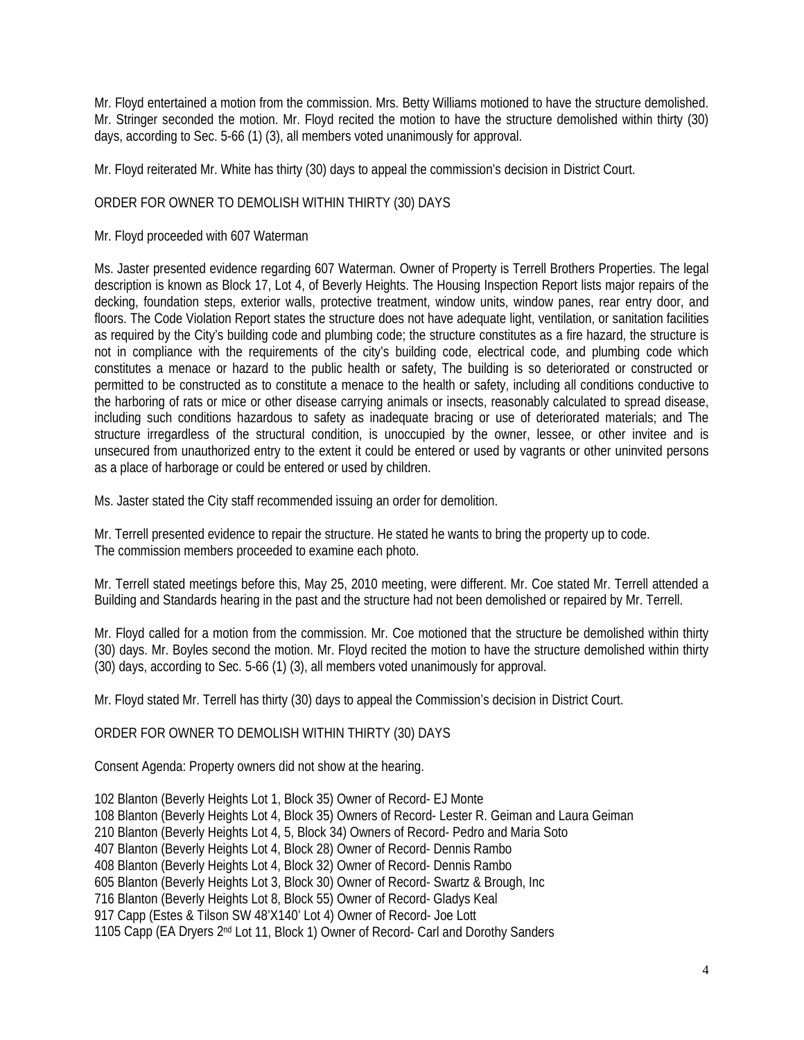Mr. Floyd entertained a motion from the commission. Mrs. Betty Williams motioned to have the structure demolished. Mr. Stringer seconded the motion. Mr. Floyd recited the motion to have the structure demolished within thirty (30) days, according to Sec. 5-66 (1) (3), all members voted unanimously for approval.

Mr. Floyd reiterated Mr. White has thirty (30) days to appeal the commission's decision in District Court.

ORDER FOR OWNER TO DEMOLISH WITHIN THIRTY (30) DAYS

Mr. Floyd proceeded with 607 Waterman

Ms. Jaster presented evidence regarding 607 Waterman. Owner of Property is Terrell Brothers Properties. The legal description is known as Block 17, Lot 4, of Beverly Heights. The Housing Inspection Report lists major repairs of the decking, foundation steps, exterior walls, protective treatment, window units, window panes, rear entry door, and floors. The Code Violation Report states the structure does not have adequate light, ventilation, or sanitation facilities as required by the City's building code and plumbing code; the structure constitutes as a fire hazard, the structure is not in compliance with the requirements of the city's building code, electrical code, and plumbing code which constitutes a menace or hazard to the public health or safety, The building is so deteriorated or constructed or permitted to be constructed as to constitute a menace to the health or safety, including all conditions conductive to the harboring of rats or mice or other disease carrying animals or insects, reasonably calculated to spread disease, including such conditions hazardous to safety as inadequate bracing or use of deteriorated materials; and The structure irregardless of the structural condition, is unoccupied by the owner, lessee, or other invitee and is unsecured from unauthorized entry to the extent it could be entered or used by vagrants or other uninvited persons as a place of harborage or could be entered or used by children.

Ms. Jaster stated the City staff recommended issuing an order for demolition.

Mr. Terrell presented evidence to repair the structure. He stated he wants to bring the property up to code.
The commission members proceeded to examine each photo.

Mr. Terrell stated meetings before this, May 25, 2010 meeting, were different. Mr. Coe stated Mr. Terrell attended a Building and Standards hearing in the past and the structure had not been demolished or repaired by Mr. Terrell.

Mr. Floyd called for a motion from the commission. Mr. Coe motioned that the structure be demolished within thirty (30) days. Mr. Boyles second the motion. Mr. Floyd recited the motion to have the structure demolished within thirty (30) days, according to Sec. 5-66 (1) (3), all members voted unanimously for approval.

Mr. Floyd stated Mr. Terrell has thirty (30) days to appeal the Commission's decision in District Court.

ORDER FOR OWNER TO DEMOLISH WITHIN THIRTY (30) DAYS

Consent Agenda: Property owners did not show at the hearing.

102 Blanton (Beverly Heights Lot 1, Block 35) Owner of Record- EJ Monte
108 Blanton (Beverly Heights Lot 4, Block 35) Owners of Record- Lester R. Geiman and Laura Geiman
210 Blanton (Beverly Heights Lot 4, 5, Block 34) Owners of Record- Pedro and Maria Soto
407 Blanton (Beverly Heights Lot 4, Block 28) Owner of Record- Dennis Rambo
408 Blanton (Beverly Heights Lot 4, Block 32) Owner of Record- Dennis Rambo
605 Blanton (Beverly Heights Lot 3, Block 30) Owner of Record- Swartz & Brough, Inc
716 Blanton (Beverly Heights Lot 8, Block 55) Owner of Record- Gladys Keal
917 Capp (Estes & Tilson SW 48'X140' Lot 4) Owner of Record- Joe Lott
1105 Capp (EA Dryers 2nd Lot 11, Block 1) Owner of Record- Carl and Dorothy Sanders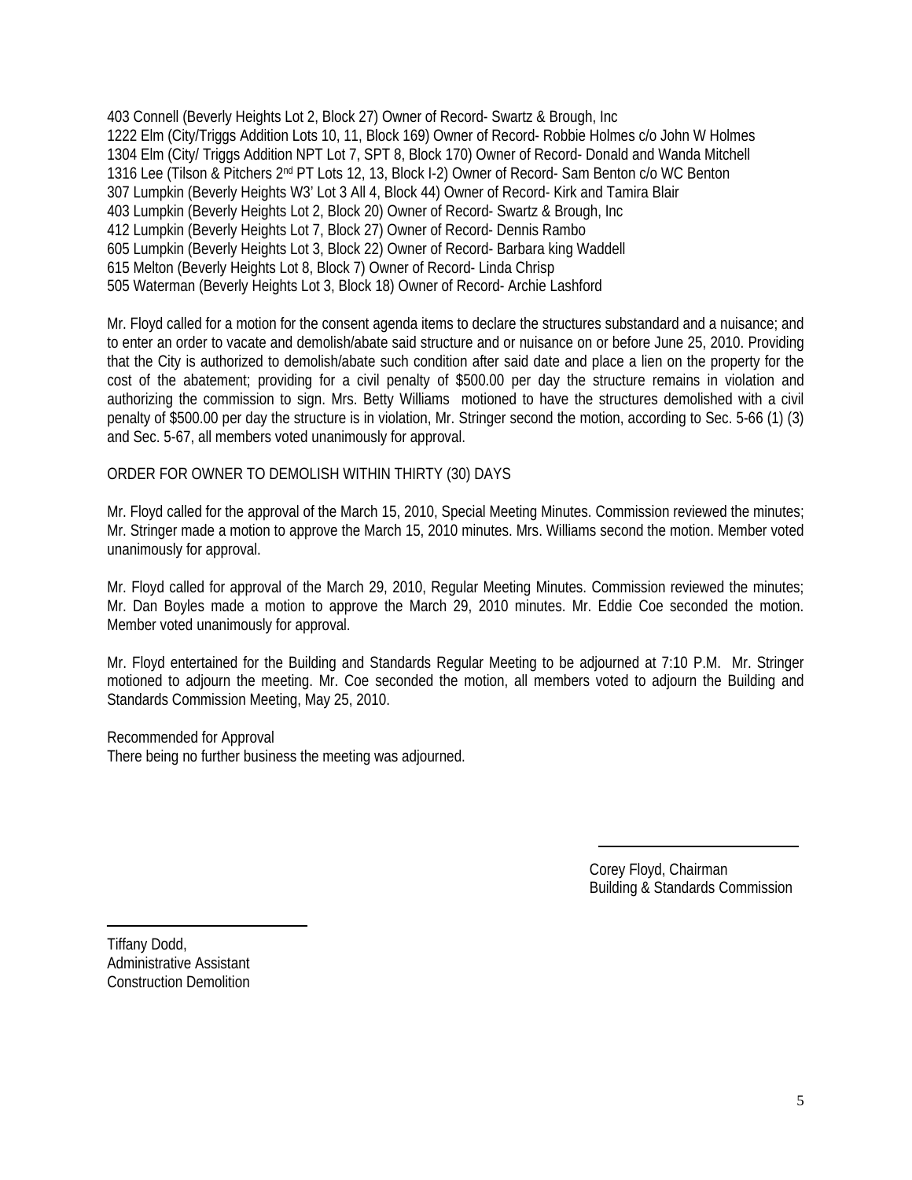403 Connell (Beverly Heights Lot 2, Block 27) Owner of Record- Swartz & Brough, Inc
1222 Elm (City/Triggs Addition Lots 10, 11, Block 169) Owner of Record- Robbie Holmes c/o John W Holmes
1304 Elm (City/ Triggs Addition NPT Lot 7, SPT 8, Block 170) Owner of Record- Donald and Wanda Mitchell
1316 Lee (Tilson & Pitchers 2nd PT Lots 12, 13, Block I-2) Owner of Record- Sam Benton c/o WC Benton
307 Lumpkin (Beverly Heights W3' Lot 3 All 4, Block 44) Owner of Record- Kirk and Tamira Blair
403 Lumpkin (Beverly Heights Lot 2, Block 20) Owner of Record- Swartz & Brough, Inc
412 Lumpkin (Beverly Heights Lot 7, Block 27) Owner of Record- Dennis Rambo
605 Lumpkin (Beverly Heights Lot 3, Block 22) Owner of Record- Barbara king Waddell
615 Melton (Beverly Heights Lot 8, Block 7) Owner of Record- Linda Chrisp
505 Waterman (Beverly Heights Lot 3, Block 18) Owner of Record- Archie Lashford

Mr. Floyd called for a motion for the consent agenda items to declare the structures substandard and a nuisance; and to enter an order to vacate and demolish/abate said structure and or nuisance on or before June 25, 2010. Providing that the City is authorized to demolish/abate such condition after said date and place a lien on the property for the cost of the abatement; providing for a civil penalty of $500.00 per day the structure remains in violation and authorizing the commission to sign. Mrs. Betty Williams motioned to have the structures demolished with a civil penalty of $500.00 per day the structure is in violation, Mr. Stringer second the motion, according to Sec. 5-66 (1) (3) and Sec. 5-67, all members voted unanimously for approval.

ORDER FOR OWNER TO DEMOLISH WITHIN THIRTY (30) DAYS

Mr. Floyd called for the approval of the March 15, 2010, Special Meeting Minutes. Commission reviewed the minutes; Mr. Stringer made a motion to approve the March 15, 2010 minutes. Mrs. Williams second the motion. Member voted unanimously for approval.

Mr. Floyd called for approval of the March 29, 2010, Regular Meeting Minutes. Commission reviewed the minutes; Mr. Dan Boyles made a motion to approve the March 29, 2010 minutes. Mr. Eddie Coe seconded the motion. Member voted unanimously for approval.

Mr. Floyd entertained for the Building and Standards Regular Meeting to be adjourned at 7:10 P.M. Mr. Stringer motioned to adjourn the meeting. Mr. Coe seconded the motion, all members voted to adjourn the Building and Standards Commission Meeting, May 25, 2010.

Recommended for Approval
There being no further business the meeting was adjourned.

Corey Floyd, Chairman
Building & Standards Commission

Tiffany Dodd,
Administrative Assistant
Construction Demolition